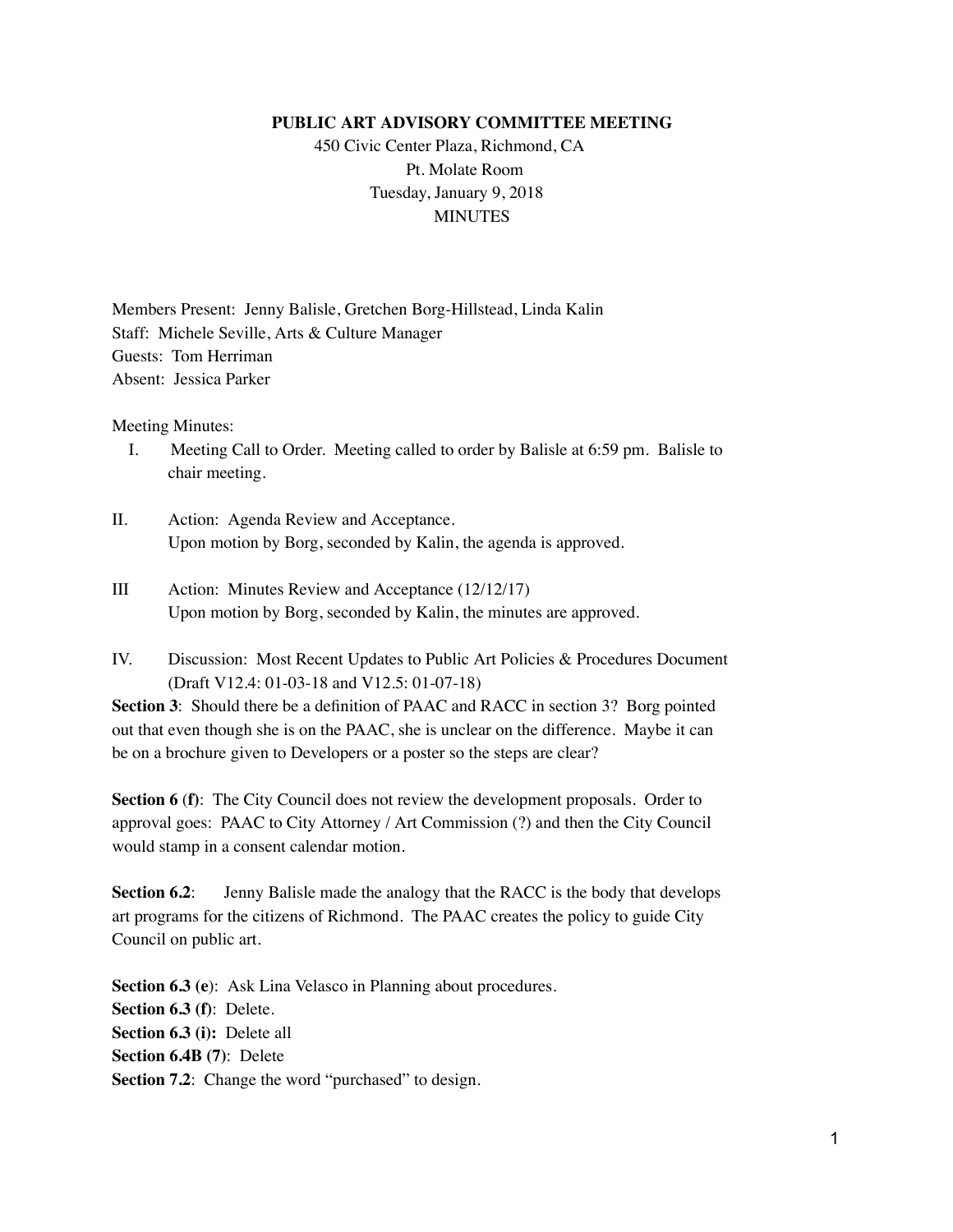**PUBLIC ART ADVISORY COMMITTEE MEETING**

450 Civic Center Plaza, Richmond, CA
Pt. Molate Room
Tuesday, January 9, 2018
MINUTES

Members Present: Jenny Balisle, Gretchen Borg-Hillstead, Linda Kalin
Staff: Michele Seville, Arts & Culture Manager
Guests: Tom Herriman
Absent: Jessica Parker

Meeting Minutes:

I. Meeting Call to Order. Meeting called to order by Balisle at 6:59 pm. Balisle to chair meeting.

II. Action: Agenda Review and Acceptance.
Upon motion by Borg, seconded by Kalin, the agenda is approved.

III Action: Minutes Review and Acceptance (12/12/17)
Upon motion by Borg, seconded by Kalin, the minutes are approved.

IV. Discussion: Most Recent Updates to Public Art Policies & Procedures Document (Draft V12.4: 01-03-18 and V12.5: 01-07-18)

**Section 3**: Should there be a definition of PAAC and RACC in section 3? Borg pointed out that even though she is on the PAAC, she is unclear on the difference. Maybe it can be on a brochure given to Developers or a poster so the steps are clear?

**Section 6 (f)**: The City Council does not review the development proposals. Order to approval goes: PAAC to City Attorney / Art Commission (?) and then the City Council would stamp in a consent calendar motion.

**Section 6.2**: Jenny Balisle made the analogy that the RACC is the body that develops art programs for the citizens of Richmond. The PAAC creates the policy to guide City Council on public art.

**Section 6.3 (e)**: Ask Lina Velasco in Planning about procedures.
**Section 6.3 (f)**: Delete.
**Section 6.3 (i):** Delete all
**Section 6.4B (7)**: Delete
**Section 7.2**: Change the word "purchased" to design.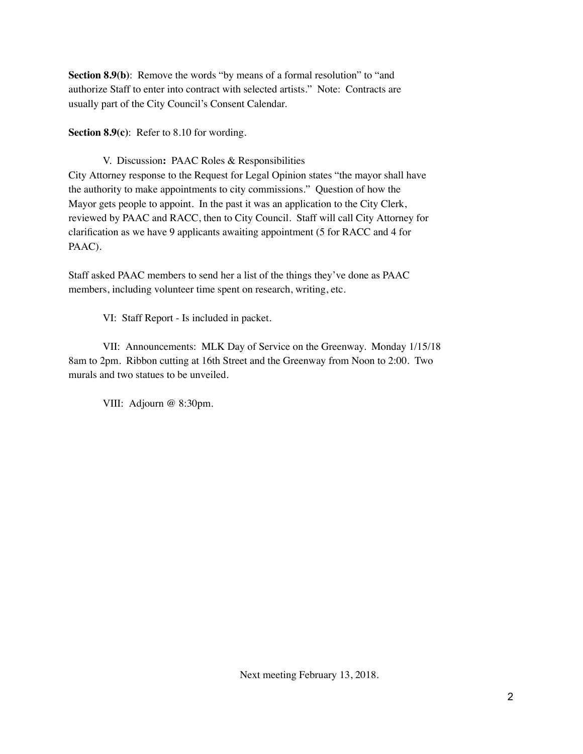**Section 8.9(b)**: Remove the words "by means of a formal resolution" to "and authorize Staff to enter into contract with selected artists." Note: Contracts are usually part of the City Council's Consent Calendar.

**Section 8.9(c)**: Refer to 8.10 for wording.

V. Discussion**:** PAAC Roles & Responsibilities

City Attorney response to the Request for Legal Opinion states "the mayor shall have the authority to make appointments to city commissions." Question of how the Mayor gets people to appoint. In the past it was an application to the City Clerk, reviewed by PAAC and RACC, then to City Council. Staff will call City Attorney for clarification as we have 9 applicants awaiting appointment (5 for RACC and 4 for PAAC).

Staff asked PAAC members to send her a list of the things they've done as PAAC members, including volunteer time spent on research, writing, etc.

VI: Staff Report - Is included in packet.

VII: Announcements: MLK Day of Service on the Greenway. Monday 1/15/18 8am to 2pm. Ribbon cutting at 16th Street and the Greenway from Noon to 2:00. Two murals and two statues to be unveiled.

VIII: Adjourn @ 8:30pm.

Next meeting February 13, 2018.